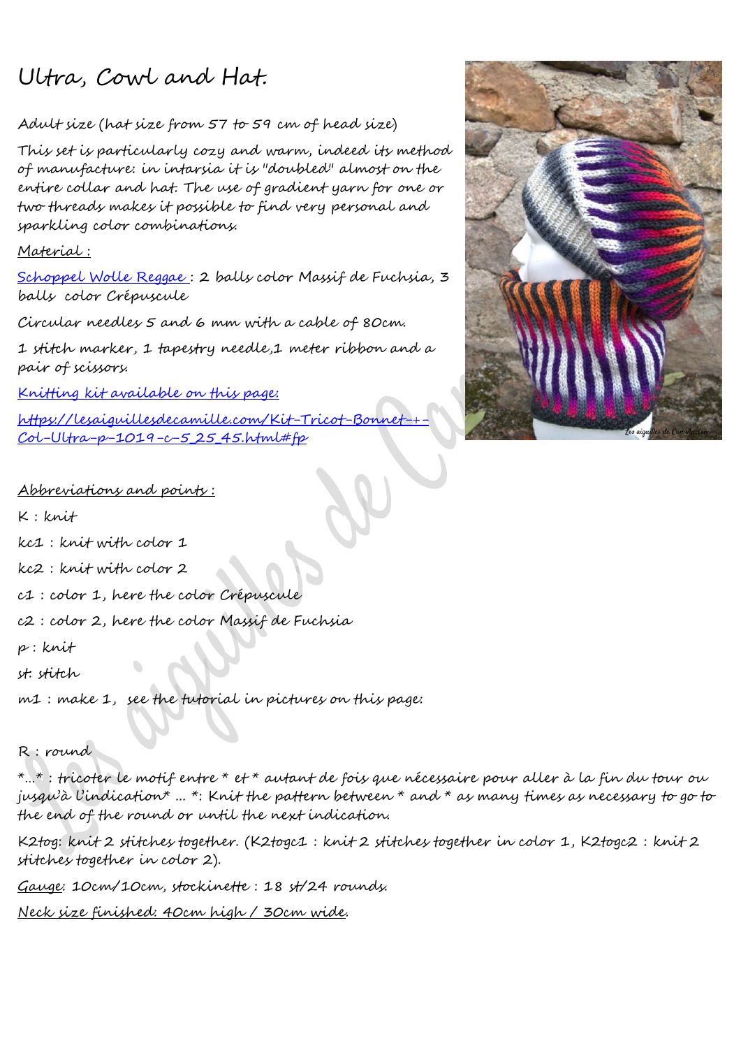# Ultra, Cowl and Hat.

Adult size (hat size from 57 to 59 cm of head size)

This set is particularly cozy and warm, indeed its method of manufacture: in intarsia it is "doubled" almost on the entire collar and hat. The use of gradient yarn for one or two threads makes it possible to find very personal and sparkling color combinations.

Material :

Schoppel Wolle Reggae : 2 balls color Massif de Fuchsia, 3 balls color Crépuscule

Circular needles 5 and 6 mm with a cable of 80cm.

1 stitch marker, 1 tapestry needle,1 meter ribbon and a pair of scissors.

Knitting kit available on this page:

https://lesaiguillesdecamille.com/Kit-Tricot-Bonnet-+-Col-Ultra-p-1019-c-5_25_45.html#fp

Abbreviations and points :

K : knit

kc1 : knit with color 1

kc2 : knit with color 2

c1 : color 1, here the color Crépuscule

c2 : color 2, here the color Massif de Fuchsia

p : knit

st: stitch

m1 : make 1, see the tutorial in pictures on this page:

R : round

*...* : tricoter le motif entre * et * autant de fois que nécessaire pour aller à la fin du tour ou jusqu'à l'indication* ... *: Knit the pattern between * and * as many times as necessary to go to the end of the round or until the next indication.

K2tog: knit 2 stitches together. (K2togc1 : knit 2 stitches together in color 1, K2togc2 : knit 2 stitches together in color 2).

Gauge: 10cm/10cm, stockinette : 18 st/24 rounds.

Neck size finished: 40cm high / 30cm wide.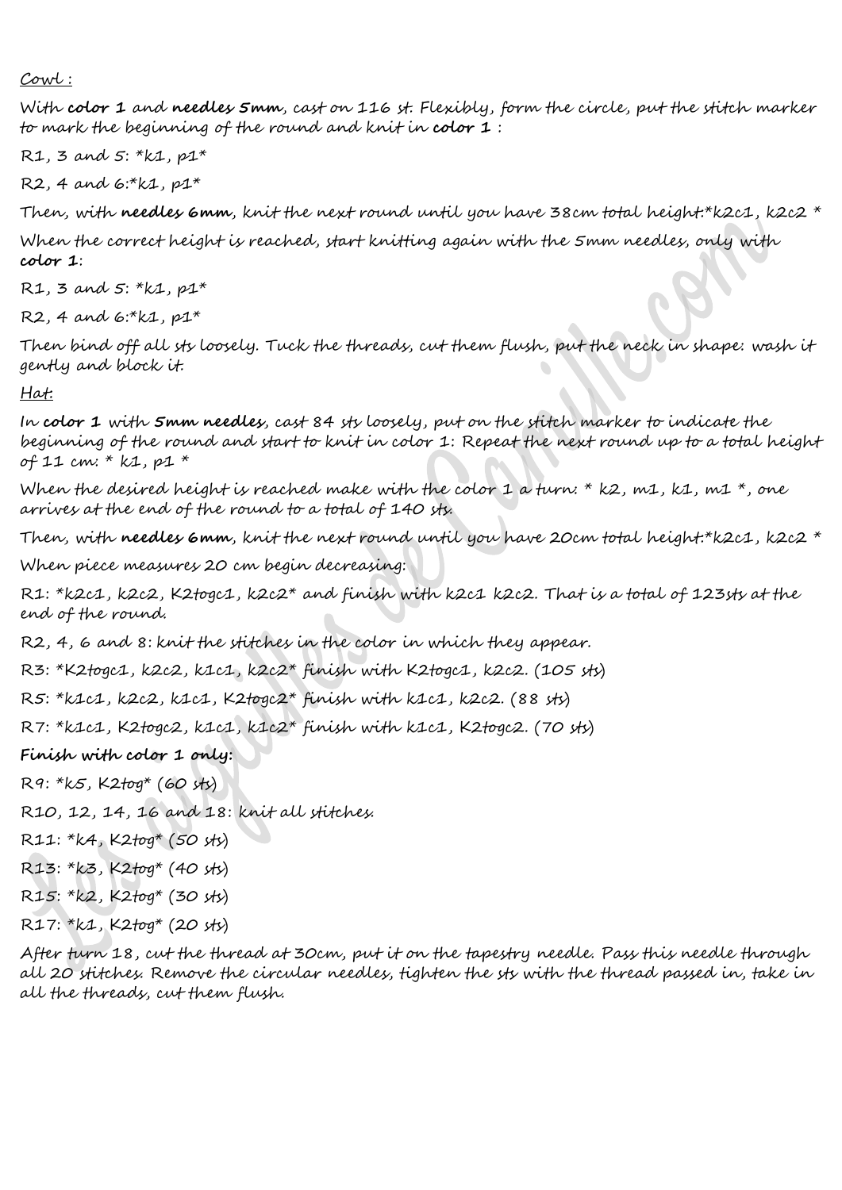Cowl :

With **color 1** and **needles 5mm**, cast on 116 st. Flexibly, form the circle, put the stitch marker to mark the beginning of the round and knit in **color 1** :

R1, 3 and 5: *k1, p1*

R2, 4 and 6:*k1, p1*

Then, with **needles 6mm**, knit the next round until you have 38cm total height:*k2c1, k2c2 *

When the correct height is reached, start knitting again with the 5mm needles, only with **color 1**:

R1, 3 and 5: *k1, p1*

R2, 4 and 6:*k1, p1*

Then bind off all sts loosely. Tuck the threads, cut them flush, put the neck in shape: wash it gently and block it.

Hat:

In **color 1** with **5mm needles**, cast 84 sts loosely, put on the stitch marker to indicate the beginning of the round and start to knit in color 1: Repeat the next round up to a total height of 11 cm: * k1, p1 *

When the desired height is reached make with the color 1 a turn: * k2, m1, k1, m1 *, one arrives at the end of the round to a total of 140 sts.

Then, with **needles 6mm**, knit the next round until you have 20cm total height:*k2c1, k2c2 *

When piece measures 20 cm begin decreasing:

R1: *k2c1, k2c2, K2togc1, k2c2* and finish with k2c1 k2c2. That is a total of 123sts at the end of the round.

R2, 4, 6 and 8: knit the stitches in the color in which they appear.

R3: *K2togc1, k2c2, k1c1, k2c2* finish with K2togc1, k2c2. (105 sts)

R5: *k1c1, k2c2, k1c1, K2togc2* finish with k1c1, k2c2. (88 sts)

R7: *k1c1, K2togc2, k1c1, k1c2* finish with k1c1, K2togc2. (70 sts)

**Finish with color 1 only:**

R9: *k5, K2tog* (60 sts)

R10, 12, 14, 16 and 18: knit all stitches.

R11: *k4, K2tog* (50 sts)

R13: *k3, K2tog* (40 sts)

R15: *k2, K2tog* (30 sts)

R17: *k1, K2tog* (20 sts)

After turn 18, cut the thread at 30cm, put it on the tapestry needle. Pass this needle through all 20 stitches. Remove the circular needles, tighten the sts with the thread passed in, take in all the threads, cut them flush.